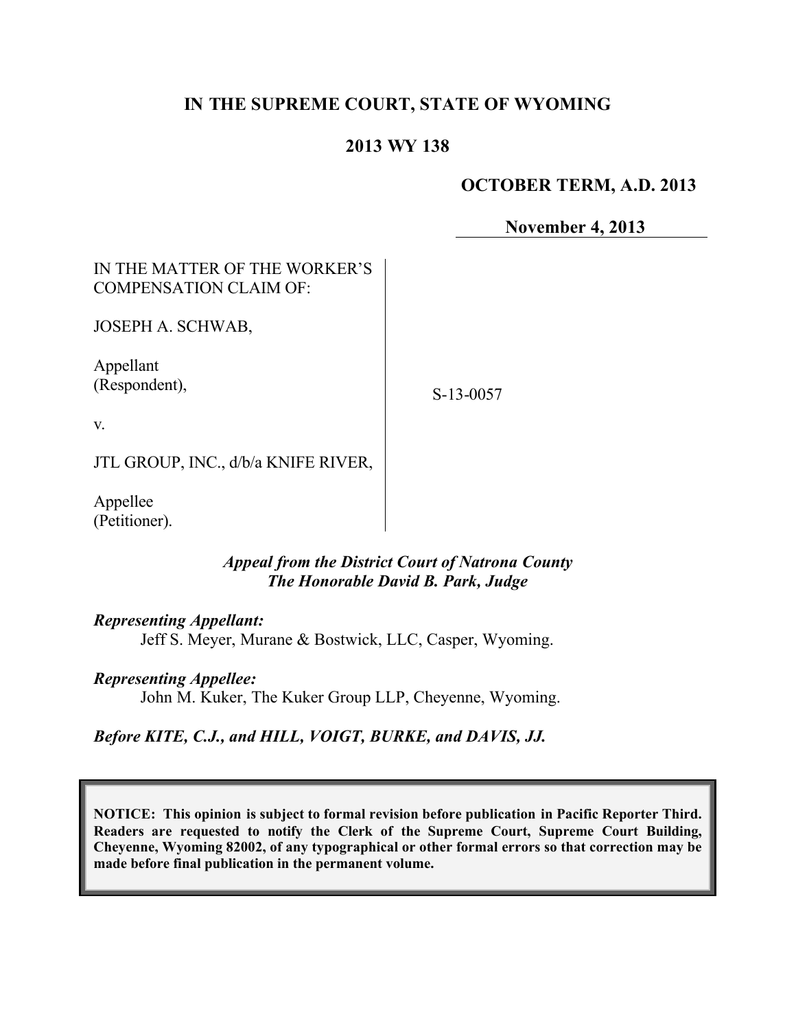**IN THE SUPREME COURT, STATE OF WYOMING**

**2013 WY 138**

**OCTOBER TERM, A.D. 2013**

**November 4, 2013**

IN THE MATTER OF THE WORKER'S COMPENSATION CLAIM OF:

JOSEPH A. SCHWAB,

Appellant
(Respondent),

v.

JTL GROUP, INC., d/b/a KNIFE RIVER,

Appellee
(Petitioner).

S-13-0057

***Appeal from the District Court of Natrona County***
***The Honorable David B. Park, Judge***

***Representing Appellant:***
Jeff S. Meyer, Murane & Bostwick, LLC, Casper, Wyoming.

***Representing Appellee:***
John M. Kuker, The Kuker Group LLP, Cheyenne, Wyoming.

***Before KITE, C.J., and HILL, VOIGT, BURKE, and DAVIS, JJ.***

**NOTICE: This opinion is subject to formal revision before publication in Pacific Reporter Third. Readers are requested to notify the Clerk of the Supreme Court, Supreme Court Building, Cheyenne, Wyoming 82002, of any typographical or other formal errors so that correction may be made before final publication in the permanent volume.**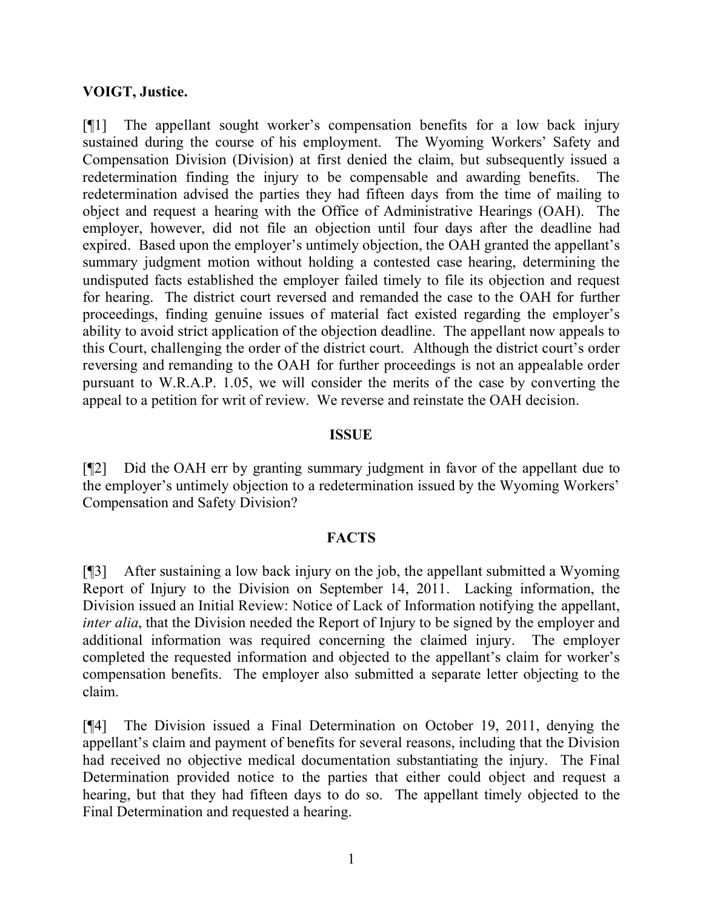**VOIGT, Justice.**

[¶1] The appellant sought worker's compensation benefits for a low back injury sustained during the course of his employment. The Wyoming Workers' Safety and Compensation Division (Division) at first denied the claim, but subsequently issued a redetermination finding the injury to be compensable and awarding benefits. The redetermination advised the parties they had fifteen days from the time of mailing to object and request a hearing with the Office of Administrative Hearings (OAH). The employer, however, did not file an objection until four days after the deadline had expired. Based upon the employer's untimely objection, the OAH granted the appellant's summary judgment motion without holding a contested case hearing, determining the undisputed facts established the employer failed timely to file its objection and request for hearing. The district court reversed and remanded the case to the OAH for further proceedings, finding genuine issues of material fact existed regarding the employer's ability to avoid strict application of the objection deadline. The appellant now appeals to this Court, challenging the order of the district court. Although the district court's order reversing and remanding to the OAH for further proceedings is not an appealable order pursuant to W.R.A.P. 1.05, we will consider the merits of the case by converting the appeal to a petition for writ of review. We reverse and reinstate the OAH decision.

## ISSUE

[¶2] Did the OAH err by granting summary judgment in favor of the appellant due to the employer's untimely objection to a redetermination issued by the Wyoming Workers' Compensation and Safety Division?

## FACTS

[¶3] After sustaining a low back injury on the job, the appellant submitted a Wyoming Report of Injury to the Division on September 14, 2011. Lacking information, the Division issued an Initial Review: Notice of Lack of Information notifying the appellant, *inter alia*, that the Division needed the Report of Injury to be signed by the employer and additional information was required concerning the claimed injury. The employer completed the requested information and objected to the appellant's claim for worker's compensation benefits. The employer also submitted a separate letter objecting to the claim.

[¶4] The Division issued a Final Determination on October 19, 2011, denying the appellant's claim and payment of benefits for several reasons, including that the Division had received no objective medical documentation substantiating the injury. The Final Determination provided notice to the parties that either could object and request a hearing, but that they had fifteen days to do so. The appellant timely objected to the Final Determination and requested a hearing.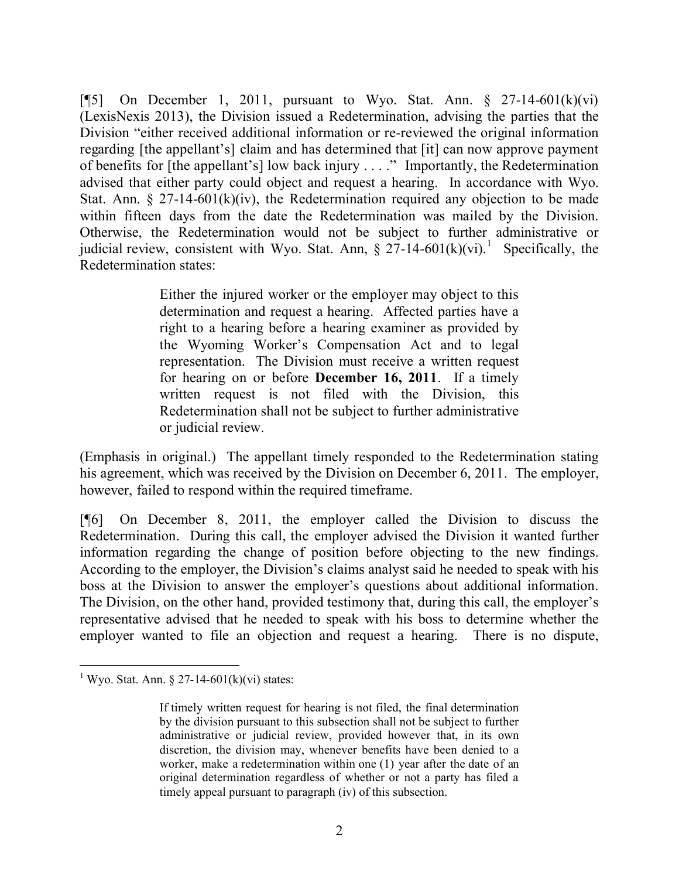[¶5] On December 1, 2011, pursuant to Wyo. Stat. Ann. § 27-14-601(k)(vi) (LexisNexis 2013), the Division issued a Redetermination, advising the parties that the Division "either received additional information or re-reviewed the original information regarding [the appellant's] claim and has determined that [it] can now approve payment of benefits for [the appellant's] low back injury . . . ." Importantly, the Redetermination advised that either party could object and request a hearing. In accordance with Wyo. Stat. Ann. § 27-14-601(k)(iv), the Redetermination required any objection to be made within fifteen days from the date the Redetermination was mailed by the Division. Otherwise, the Redetermination would not be subject to further administrative or judicial review, consistent with Wyo. Stat. Ann, § 27-14-601(k)(vi).[1] Specifically, the Redetermination states:

> Either the injured worker or the employer may object to this determination and request a hearing. Affected parties have a right to a hearing before a hearing examiner as provided by the Wyoming Worker's Compensation Act and to legal representation. The Division must receive a written request for hearing on or before **December 16, 2011**. If a timely written request is not filed with the Division, this Redetermination shall not be subject to further administrative or judicial review.

(Emphasis in original.) The appellant timely responded to the Redetermination stating his agreement, which was received by the Division on December 6, 2011. The employer, however, failed to respond within the required timeframe.

[¶6] On December 8, 2011, the employer called the Division to discuss the Redetermination. During this call, the employer advised the Division it wanted further information regarding the change of position before objecting to the new findings. According to the employer, the Division's claims analyst said he needed to speak with his boss at the Division to answer the employer's questions about additional information. The Division, on the other hand, provided testimony that, during this call, the employer's representative advised that he needed to speak with his boss to determine whether the employer wanted to file an objection and request a hearing. There is no dispute,

---

[1] Wyo. Stat. Ann. § 27-14-601(k)(vi) states:

> If timely written request for hearing is not filed, the final determination by the division pursuant to this subsection shall not be subject to further administrative or judicial review, provided however that, in its own discretion, the division may, whenever benefits have been denied to a worker, make a redetermination within one (1) year after the date of an original determination regardless of whether or not a party has filed a timely appeal pursuant to paragraph (iv) of this subsection.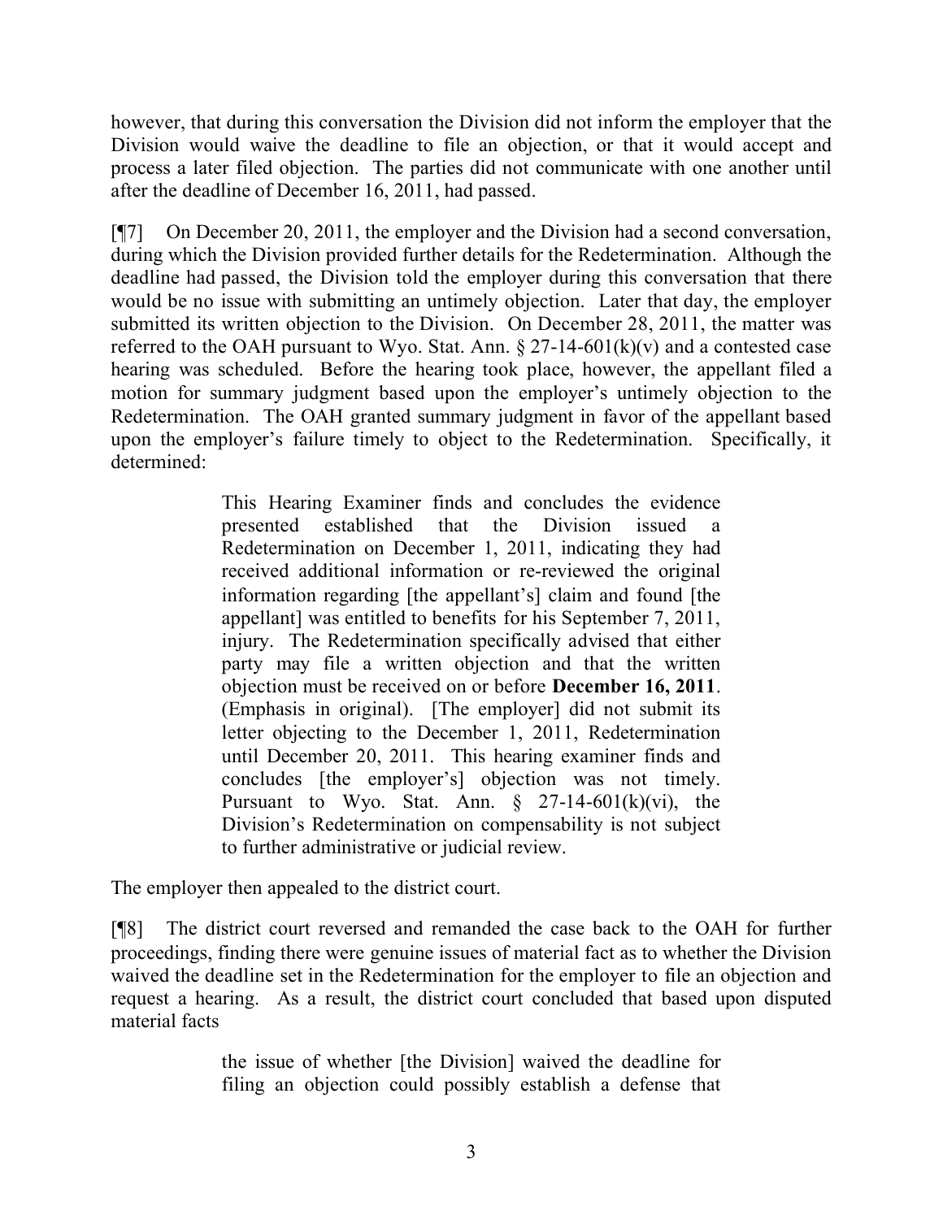however, that during this conversation the Division did not inform the employer that the Division would waive the deadline to file an objection, or that it would accept and process a later filed objection. The parties did not communicate with one another until after the deadline of December 16, 2011, had passed.

[¶7] On December 20, 2011, the employer and the Division had a second conversation, during which the Division provided further details for the Redetermination. Although the deadline had passed, the Division told the employer during this conversation that there would be no issue with submitting an untimely objection. Later that day, the employer submitted its written objection to the Division. On December 28, 2011, the matter was referred to the OAH pursuant to Wyo. Stat. Ann. § 27-14-601(k)(v) and a contested case hearing was scheduled. Before the hearing took place, however, the appellant filed a motion for summary judgment based upon the employer's untimely objection to the Redetermination. The OAH granted summary judgment in favor of the appellant based upon the employer's failure timely to object to the Redetermination. Specifically, it determined:

> This Hearing Examiner finds and concludes the evidence presented established that the Division issued a Redetermination on December 1, 2011, indicating they had received additional information or re-reviewed the original information regarding [the appellant's] claim and found [the appellant] was entitled to benefits for his September 7, 2011, injury. The Redetermination specifically advised that either party may file a written objection and that the written objection must be received on or before **December 16, 2011**. (Emphasis in original). [The employer] did not submit its letter objecting to the December 1, 2011, Redetermination until December 20, 2011. This hearing examiner finds and concludes [the employer's] objection was not timely. Pursuant to Wyo. Stat. Ann. § 27-14-601(k)(vi), the Division's Redetermination on compensability is not subject to further administrative or judicial review.

The employer then appealed to the district court.

[¶8] The district court reversed and remanded the case back to the OAH for further proceedings, finding there were genuine issues of material fact as to whether the Division waived the deadline set in the Redetermination for the employer to file an objection and request a hearing. As a result, the district court concluded that based upon disputed material facts

> the issue of whether [the Division] waived the deadline for filing an objection could possibly establish a defense that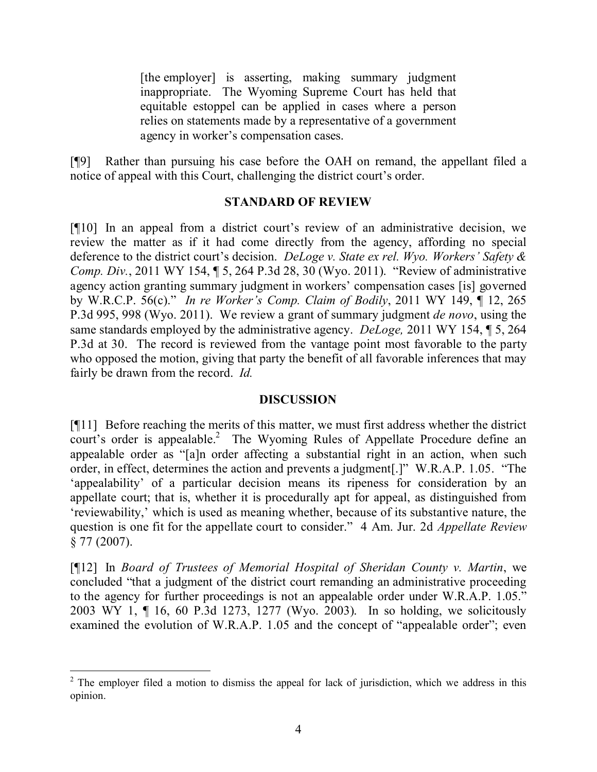> [the employer] is asserting, making summary judgment inappropriate. The Wyoming Supreme Court has held that equitable estoppel can be applied in cases where a person relies on statements made by a representative of a government agency in worker's compensation cases.

[¶9] Rather than pursuing his case before the OAH on remand, the appellant filed a notice of appeal with this Court, challenging the district court's order.

## STANDARD OF REVIEW

[¶10] In an appeal from a district court's review of an administrative decision, we review the matter as if it had come directly from the agency, affording no special deference to the district court's decision. *DeLoge v. State ex rel. Wyo. Workers' Safety & Comp. Div.*, 2011 WY 154, ¶ 5, 264 P.3d 28, 30 (Wyo. 2011). "Review of administrative agency action granting summary judgment in workers' compensation cases [is] governed by W.R.C.P. 56(c)." *In re Worker's Comp. Claim of Bodily*, 2011 WY 149, ¶ 12, 265 P.3d 995, 998 (Wyo. 2011). We review a grant of summary judgment *de novo*, using the same standards employed by the administrative agency. *DeLoge,* 2011 WY 154, ¶ 5, 264 P.3d at 30. The record is reviewed from the vantage point most favorable to the party who opposed the motion, giving that party the benefit of all favorable inferences that may fairly be drawn from the record. *Id.*

## DISCUSSION

[¶11] Before reaching the merits of this matter, we must first address whether the district court's order is appealable.[2] The Wyoming Rules of Appellate Procedure define an appealable order as "[a]n order affecting a substantial right in an action, when such order, in effect, determines the action and prevents a judgment[.]" W.R.A.P. 1.05. "The 'appealability' of a particular decision means its ripeness for consideration by an appellate court; that is, whether it is procedurally apt for appeal, as distinguished from 'reviewability,' which is used as meaning whether, because of its substantive nature, the question is one fit for the appellate court to consider." 4 Am. Jur. 2d *Appellate Review* § 77 (2007).

[¶12] In *Board of Trustees of Memorial Hospital of Sheridan County v. Martin*, we concluded "that a judgment of the district court remanding an administrative proceeding to the agency for further proceedings is not an appealable order under W.R.A.P. 1.05." 2003 WY 1, ¶ 16, 60 P.3d 1273, 1277 (Wyo. 2003). In so holding, we solicitously examined the evolution of W.R.A.P. 1.05 and the concept of "appealable order"; even

---

[2] The employer filed a motion to dismiss the appeal for lack of jurisdiction, which we address in this opinion.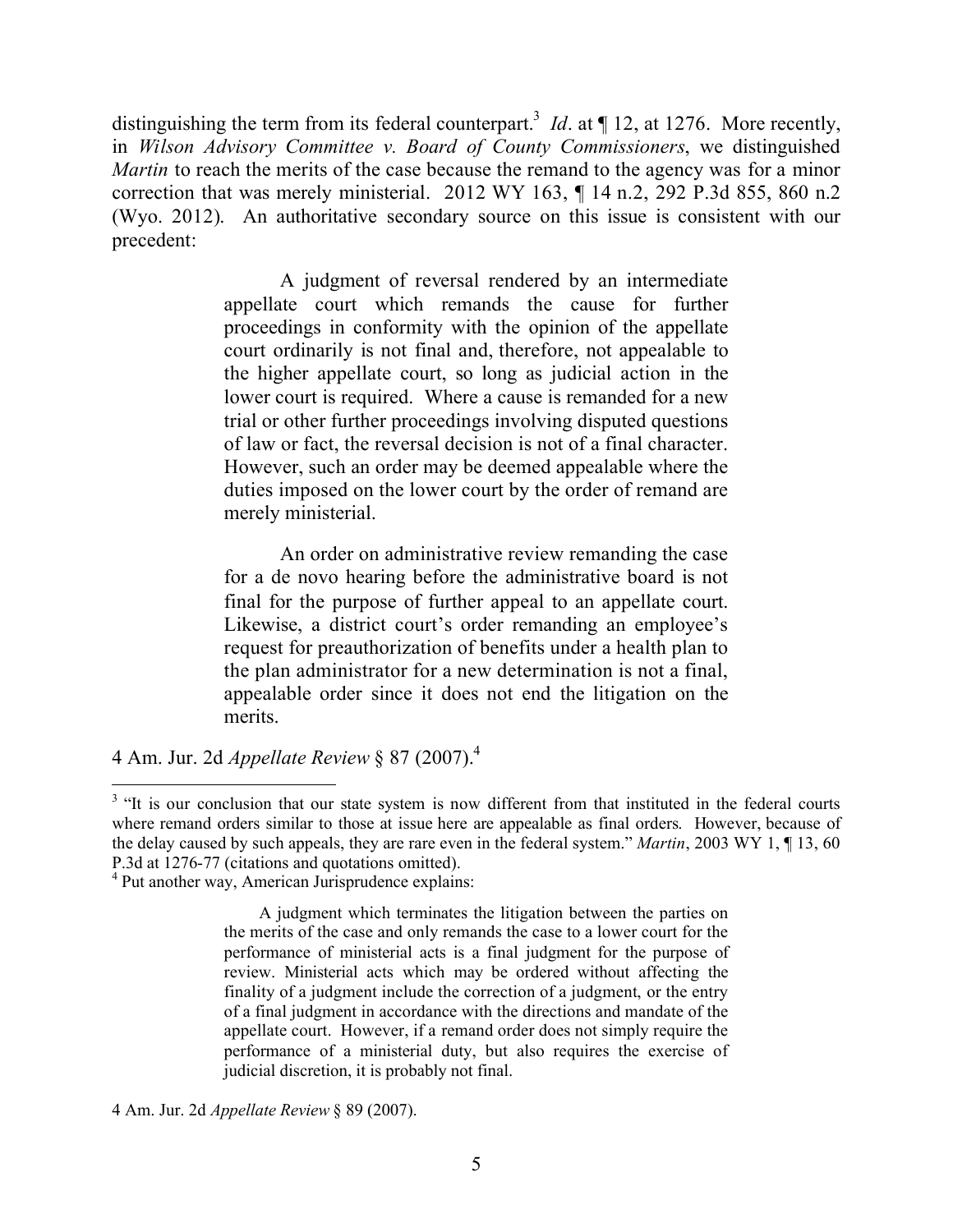distinguishing the term from its federal counterpart.[3] *Id*. at ¶ 12, at 1276. More recently, in *Wilson Advisory Committee v. Board of County Commissioners*, we distinguished *Martin* to reach the merits of the case because the remand to the agency was for a minor correction that was merely ministerial. 2012 WY 163, ¶ 14 n.2, 292 P.3d 855, 860 n.2 (Wyo. 2012). An authoritative secondary source on this issue is consistent with our precedent:

> A judgment of reversal rendered by an intermediate appellate court which remands the cause for further proceedings in conformity with the opinion of the appellate court ordinarily is not final and, therefore, not appealable to the higher appellate court, so long as judicial action in the lower court is required. Where a cause is remanded for a new trial or other further proceedings involving disputed questions of law or fact, the reversal decision is not of a final character. However, such an order may be deemed appealable where the duties imposed on the lower court by the order of remand are merely ministerial.
>
> An order on administrative review remanding the case for a de novo hearing before the administrative board is not final for the purpose of further appeal to an appellate court. Likewise, a district court's order remanding an employee's request for preauthorization of benefits under a health plan to the plan administrator for a new determination is not a final, appealable order since it does not end the litigation on the merits.

4 Am. Jur. 2d *Appellate Review* § 87 (2007).[4]

---

[3] "It is our conclusion that our state system is now different from that instituted in the federal courts where remand orders similar to those at issue here are appealable as final orders. However, because of the delay caused by such appeals, they are rare even in the federal system." *Martin*, 2003 WY 1, ¶ 13, 60 P.3d at 1276-77 (citations and quotations omitted).

[4] Put another way, American Jurisprudence explains:

> A judgment which terminates the litigation between the parties on the merits of the case and only remands the case to a lower court for the performance of ministerial acts is a final judgment for the purpose of review. Ministerial acts which may be ordered without affecting the finality of a judgment include the correction of a judgment, or the entry of a final judgment in accordance with the directions and mandate of the appellate court. However, if a remand order does not simply require the performance of a ministerial duty, but also requires the exercise of judicial discretion, it is probably not final.

4 Am. Jur. 2d *Appellate Review* § 89 (2007).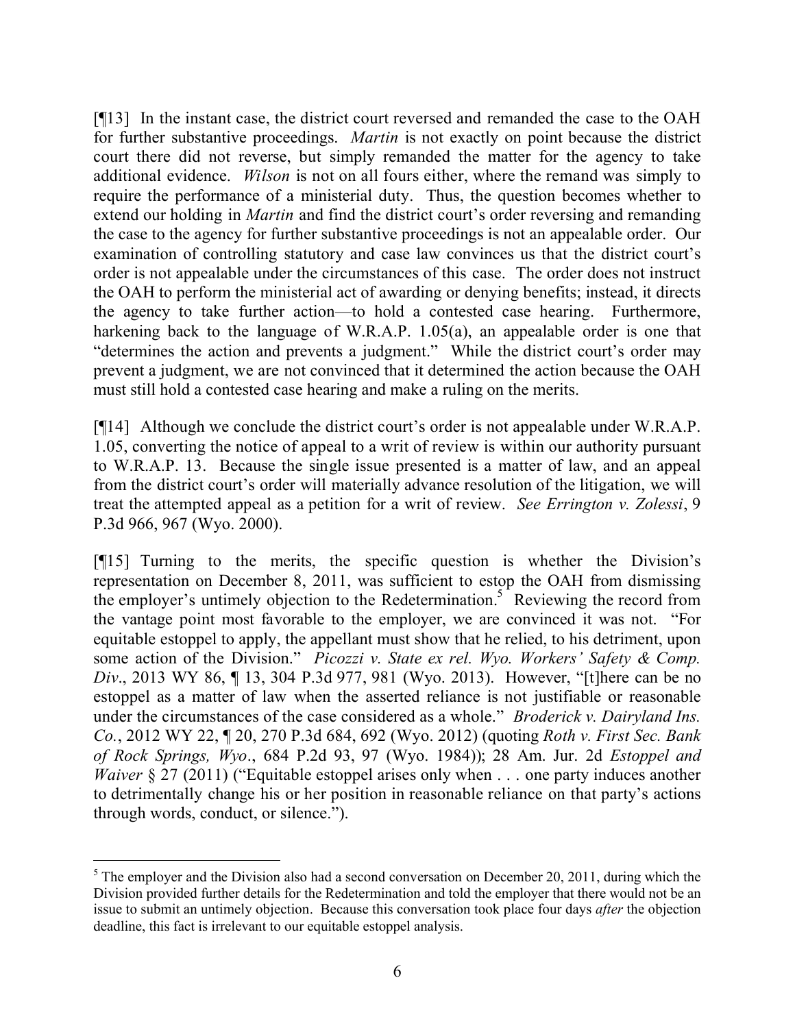[¶13] In the instant case, the district court reversed and remanded the case to the OAH for further substantive proceedings. *Martin* is not exactly on point because the district court there did not reverse, but simply remanded the matter for the agency to take additional evidence. *Wilson* is not on all fours either, where the remand was simply to require the performance of a ministerial duty. Thus, the question becomes whether to extend our holding in *Martin* and find the district court's order reversing and remanding the case to the agency for further substantive proceedings is not an appealable order. Our examination of controlling statutory and case law convinces us that the district court's order is not appealable under the circumstances of this case. The order does not instruct the OAH to perform the ministerial act of awarding or denying benefits; instead, it directs the agency to take further action—to hold a contested case hearing. Furthermore, harkening back to the language of W.R.A.P. 1.05(a), an appealable order is one that "determines the action and prevents a judgment." While the district court's order may prevent a judgment, we are not convinced that it determined the action because the OAH must still hold a contested case hearing and make a ruling on the merits.

[¶14] Although we conclude the district court's order is not appealable under W.R.A.P. 1.05, converting the notice of appeal to a writ of review is within our authority pursuant to W.R.A.P. 13. Because the single issue presented is a matter of law, and an appeal from the district court's order will materially advance resolution of the litigation, we will treat the attempted appeal as a petition for a writ of review. *See Errington v. Zolessi*, 9 P.3d 966, 967 (Wyo. 2000).

[¶15] Turning to the merits, the specific question is whether the Division's representation on December 8, 2011, was sufficient to estop the OAH from dismissing the employer's untimely objection to the Redetermination.[5] Reviewing the record from the vantage point most favorable to the employer, we are convinced it was not. "For equitable estoppel to apply, the appellant must show that he relied, to his detriment, upon some action of the Division." *Picozzi v. State ex rel. Wyo. Workers' Safety & Comp. Div*., 2013 WY 86, ¶ 13, 304 P.3d 977, 981 (Wyo. 2013). However, "[t]here can be no estoppel as a matter of law when the asserted reliance is not justifiable or reasonable under the circumstances of the case considered as a whole." *Broderick v. Dairyland Ins. Co.*, 2012 WY 22, ¶ 20, 270 P.3d 684, 692 (Wyo. 2012) (quoting *Roth v. First Sec. Bank of Rock Springs, Wyo*., 684 P.2d 93, 97 (Wyo. 1984)); 28 Am. Jur. 2d *Estoppel and Waiver* § 27 (2011) ("Equitable estoppel arises only when . . . one party induces another to detrimentally change his or her position in reasonable reliance on that party's actions through words, conduct, or silence.").

---

[5] The employer and the Division also had a second conversation on December 20, 2011, during which the Division provided further details for the Redetermination and told the employer that there would not be an issue to submit an untimely objection. Because this conversation took place four days *after* the objection deadline, this fact is irrelevant to our equitable estoppel analysis.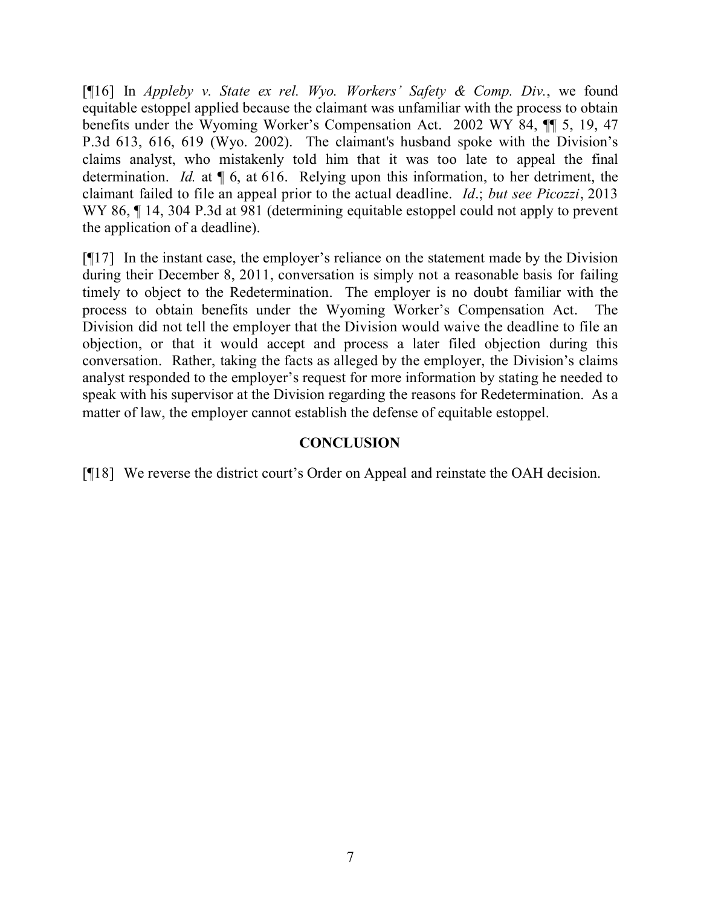[¶16] In *Appleby v. State ex rel. Wyo. Workers' Safety & Comp. Div.*, we found equitable estoppel applied because the claimant was unfamiliar with the process to obtain benefits under the Wyoming Worker's Compensation Act. 2002 WY 84, ¶¶ 5, 19, 47 P.3d 613, 616, 619 (Wyo. 2002). The claimant's husband spoke with the Division's claims analyst, who mistakenly told him that it was too late to appeal the final determination. *Id.* at ¶ 6, at 616. Relying upon this information, to her detriment, the claimant failed to file an appeal prior to the actual deadline. *Id*.; *but see Picozzi*, 2013 WY 86, ¶ 14, 304 P.3d at 981 (determining equitable estoppel could not apply to prevent the application of a deadline).

[¶17] In the instant case, the employer's reliance on the statement made by the Division during their December 8, 2011, conversation is simply not a reasonable basis for failing timely to object to the Redetermination. The employer is no doubt familiar with the process to obtain benefits under the Wyoming Worker's Compensation Act. The Division did not tell the employer that the Division would waive the deadline to file an objection, or that it would accept and process a later filed objection during this conversation. Rather, taking the facts as alleged by the employer, the Division's claims analyst responded to the employer's request for more information by stating he needed to speak with his supervisor at the Division regarding the reasons for Redetermination. As a matter of law, the employer cannot establish the defense of equitable estoppel.

## CONCLUSION

[¶18] We reverse the district court's Order on Appeal and reinstate the OAH decision.